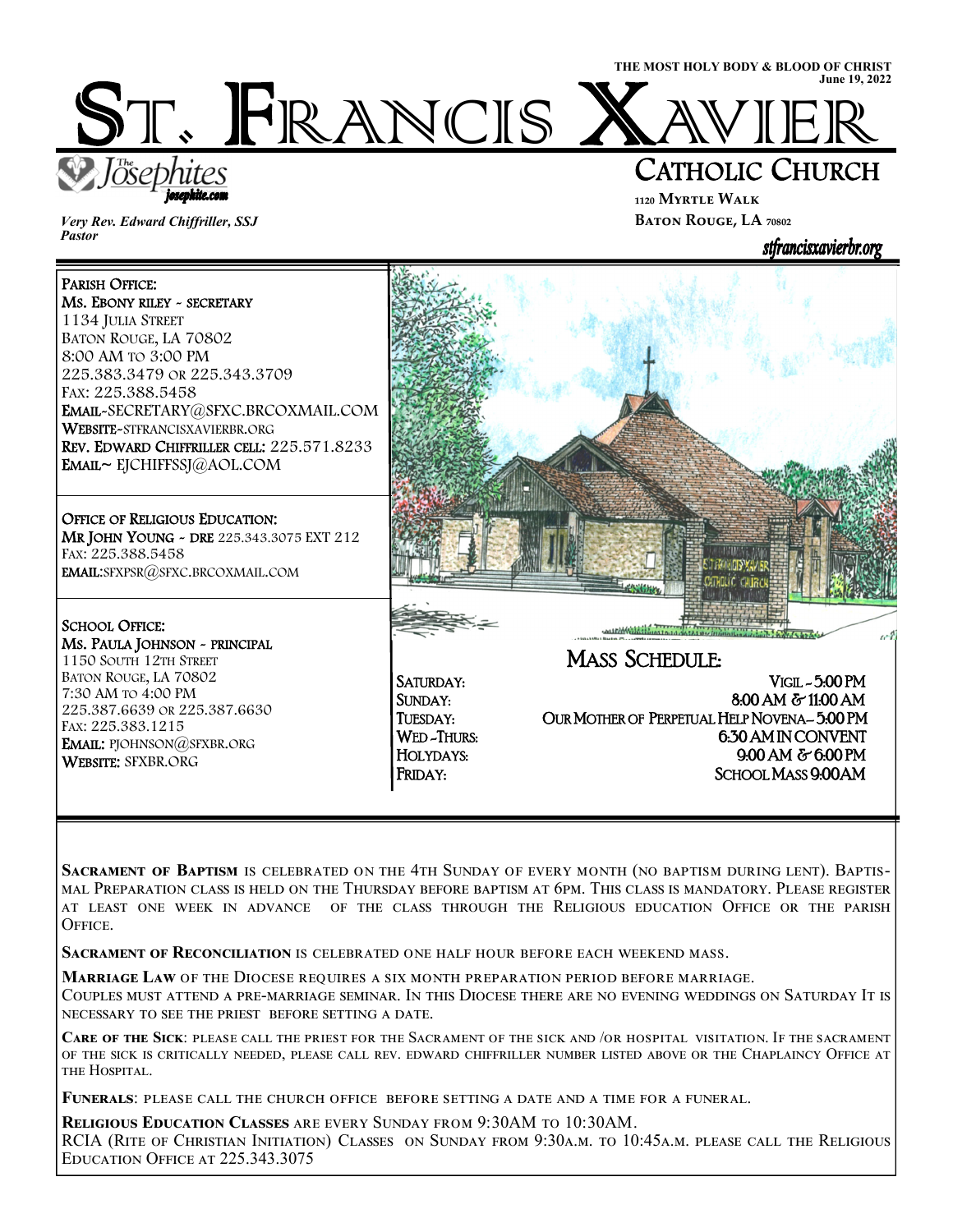THE MOST HOLY BODY & BLOOD OF CHRIST
June 19, 2022

# St. Francis Xavier

## Catholic Church

The Josephites
josephite.com

*Very Rev. Edward Chiffriller, SSJ*
*Pastor*

1120 Myrtle Walk
Baton Rouge, LA 70802

stfrancisxavierbr.org

**Parish Office:**
**Ms. Ebony riley ~ secretary**
1134 Julia Street
Baton Rouge, LA 70802
8:00 AM to 3:00 PM
225.383.3479 or 225.343.3709
Fax: 225.388.5458
**Email**~SECRETARY@SFXC.BRCOXMAIL.COM
**Website**~STFRANCISXAVIERBR.ORG
**Rev. Edward Chiffriller cell:** 225.571.8233
**Email**~ EJCHIFFSSJ@AOL.COM

**Office of Religious Education:**
**Mr John Young ~ DRE** 225.343.3075 EXT 212
Fax: 225.388.5458
**Email:**SFXPSR@SFXC.BRCOXMAIL.COM

**School Office:**
**Ms. Paula Johnson ~ principal**
1150 South 12th Street
Baton Rouge, LA 70802
7:30 AM to 4:00 PM
225.387.6639 or 225.387.6630
Fax: 225.383.1215
**Email:** PJOHNSON@SFXBR.ORG
**Website:** SFXBR.ORG

## Mass Schedule:

| | |
|---|---|
| Saturday: | Vigil ~ 5:00 PM |
| Sunday: | 8:00 AM & 11:00 AM |
| Tuesday: | Our Mother of Perpetual Help Novena– 5:00 PM |
| Wed -Thurs: | 6:30 AM in Convent |
| Holydays: | 9:00 AM & 6:00 PM |
| Friday: | School Mass 9:00AM |

**Sacrament of Baptism** is celebrated on the 4th Sunday of every month (no baptism during Lent). Baptismal Preparation class is held on the Thursday before baptism at 6pm. This class is mandatory. Please register at least one week in advance of the class through the Religious education Office or the parish Office.

**Sacrament of Reconciliation** is celebrated one half hour before each weekend mass.

**Marriage Law** of the Diocese requires a six month preparation period before marriage.
Couples must attend a pre-marriage seminar. In this Diocese there are no evening weddings on Saturday It is necessary to see the priest before setting a date.

**Care of the Sick**: please call the priest for the Sacrament of the sick and /or hospital visitation. If the sacrament of the sick is critically needed, please call rev. edward chiffriller number listed above or the Chaplaincy Office at the Hospital.

**Funerals**: please call the church office before setting a date and a time for a funeral.

**Religious Education Classes** are every Sunday from 9:30AM to 10:30AM.
RCIA (Rite of Christian Initiation) Classes on Sunday from 9:30a.m. to 10:45a.m. please call the Religious Education Office at 225.343.3075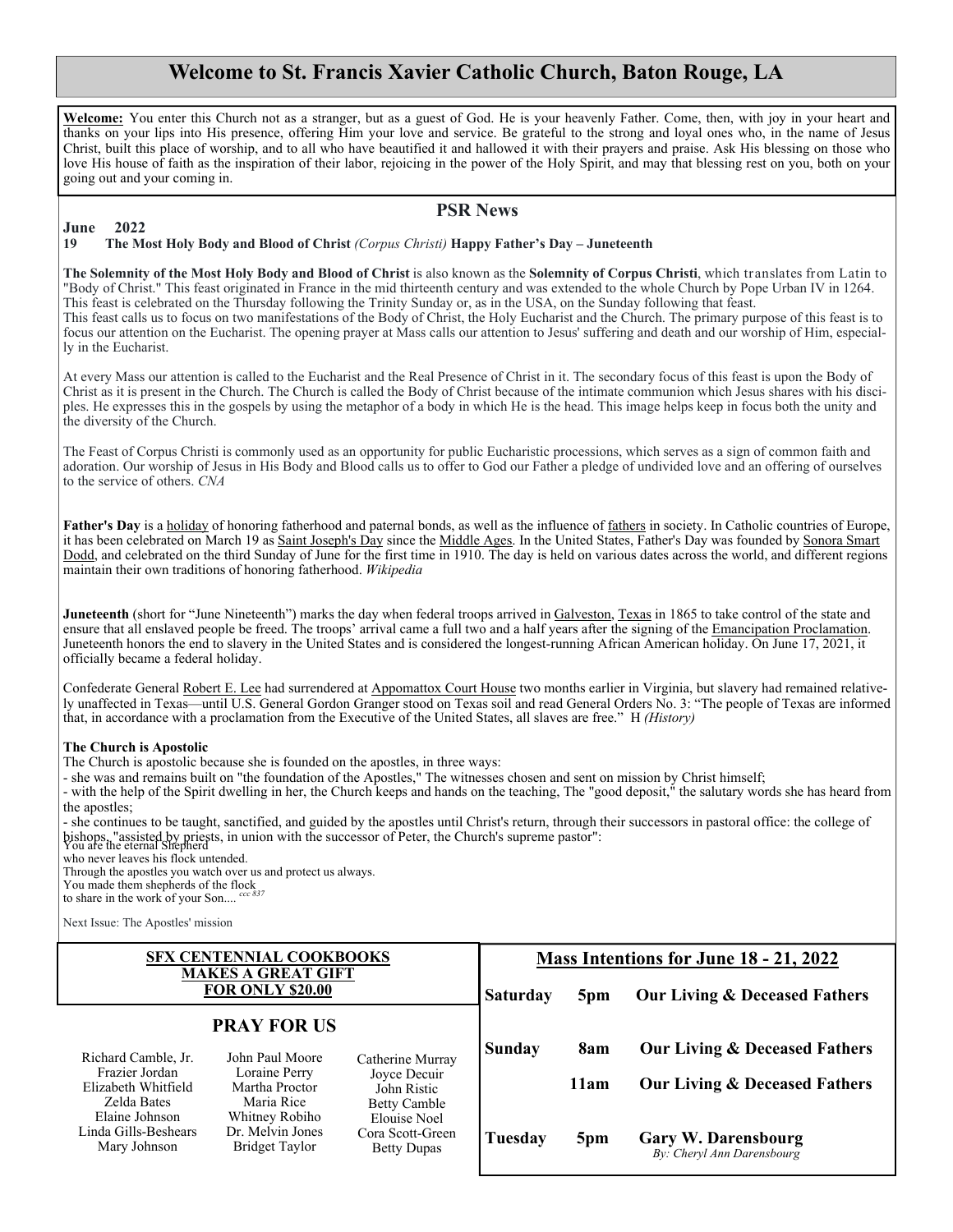# Welcome to St. Francis Xavier Catholic Church, Baton Rouge, LA

**Welcome:** You enter this Church not as a stranger, but as a guest of God. He is your heavenly Father. Come, then, with joy in your heart and thanks on your lips into His presence, offering Him your love and service. Be grateful to the strong and loyal ones who, in the name of Jesus Christ, built this place of worship, and to all who have beautified it and hallowed it with their prayers and praise. Ask His blessing on those who love His house of faith as the inspiration of their labor, rejoicing in the power of the Holy Spirit, and may that blessing rest on you, both on your going out and your coming in.

## PSR News

**June 2022**

**19 The Most Holy Body and Blood of Christ** *(Corpus Christi)* **Happy Father's Day – Juneteenth**

**The Solemnity of the Most Holy Body and Blood of Christ** is also known as the **Solemnity of Corpus Christi**, which translates from Latin to "Body of Christ." This feast originated in France in the mid thirteenth century and was extended to the whole Church by Pope Urban IV in 1264. This feast is celebrated on the Thursday following the Trinity Sunday or, as in the USA, on the Sunday following that feast.
This feast calls us to focus on two manifestations of the Body of Christ, the Holy Eucharist and the Church. The primary purpose of this feast is to focus our attention on the Eucharist. The opening prayer at Mass calls our attention to Jesus' suffering and death and our worship of Him, especially in the Eucharist.

At every Mass our attention is called to the Eucharist and the Real Presence of Christ in it. The secondary focus of this feast is upon the Body of Christ as it is present in the Church. The Church is called the Body of Christ because of the intimate communion which Jesus shares with his disciples. He expresses this in the gospels by using the metaphor of a body in which He is the head. This image helps keep in focus both the unity and the diversity of the Church.

The Feast of Corpus Christi is commonly used as an opportunity for public Eucharistic processions, which serves as a sign of common faith and adoration. Our worship of Jesus in His Body and Blood calls us to offer to God our Father a pledge of undivided love and an offering of ourselves to the service of others. *CNA*

**Father's Day** is a holiday of honoring fatherhood and paternal bonds, as well as the influence of fathers in society. In Catholic countries of Europe, it has been celebrated on March 19 as Saint Joseph's Day since the Middle Ages. In the United States, Father's Day was founded by Sonora Smart Dodd, and celebrated on the third Sunday of June for the first time in 1910. The day is held on various dates across the world, and different regions maintain their own traditions of honoring fatherhood. *Wikipedia*

**Juneteenth** (short for "June Nineteenth") marks the day when federal troops arrived in Galveston, Texas in 1865 to take control of the state and ensure that all enslaved people be freed. The troops' arrival came a full two and a half years after the signing of the Emancipation Proclamation. Juneteenth honors the end to slavery in the United States and is considered the longest-running African American holiday. On June 17, 2021, it officially became a federal holiday.

Confederate General Robert E. Lee had surrendered at Appomattox Court House two months earlier in Virginia, but slavery had remained relatively unaffected in Texas—until U.S. General Gordon Granger stood on Texas soil and read General Orders No. 3: "The people of Texas are informed that, in accordance with a proclamation from the Executive of the United States, all slaves are free." H *(History)*

**The Church is Apostolic**

The Church is apostolic because she is founded on the apostles, in three ways:

- she was and remains built on "the foundation of the Apostles," The witnesses chosen and sent on mission by Christ himself;
- with the help of the Spirit dwelling in her, the Church keeps and hands on the teaching, The "good deposit," the salutary words she has heard from the apostles;
- she continues to be taught, sanctified, and guided by the apostles until Christ's return, through their successors in pastoral office: the college of bishops, "assisted by priests, in union with the successor of Peter, the Church's supreme pastor":

You are the eternal Shepherd
who never leaves his flock untended.
Through the apostles you watch over us and protect us always.
You made them shepherds of the flock
to share in the work of your Son.... *ccc 837*

Next Issue: The Apostles' mission

**SFX CENTENNIAL COOKBOOKS MAKES A GREAT GIFT FOR ONLY $20.00**

## PRAY FOR US

Richard Camble, Jr.
Frazier Jordan
Elizabeth Whitfield
Zelda Bates
Elaine Johnson
Linda Gills-Beshears
Mary Johnson
John Paul Moore
Loraine Perry
Martha Proctor
Maria Rice
Whitney Robiho
Dr. Melvin Jones
Bridget Taylor
Catherine Murray
Joyce Decuir
John Ristic
Betty Camble
Elouise Noel
Cora Scott-Green
Betty Dupas

## Mass Intentions for June 18 - 21, 2022

| Day | Time | Intention |
|---|---|---|
| **Saturday** | **5pm** | **Our Living & Deceased Fathers** |
| **Sunday** | **8am** | **Our Living & Deceased Fathers** |
| | **11am** | **Our Living & Deceased Fathers** |
| **Tuesday** | **5pm** | **Gary W. Darensbourg** *By: Cheryl Ann Darensbourg* |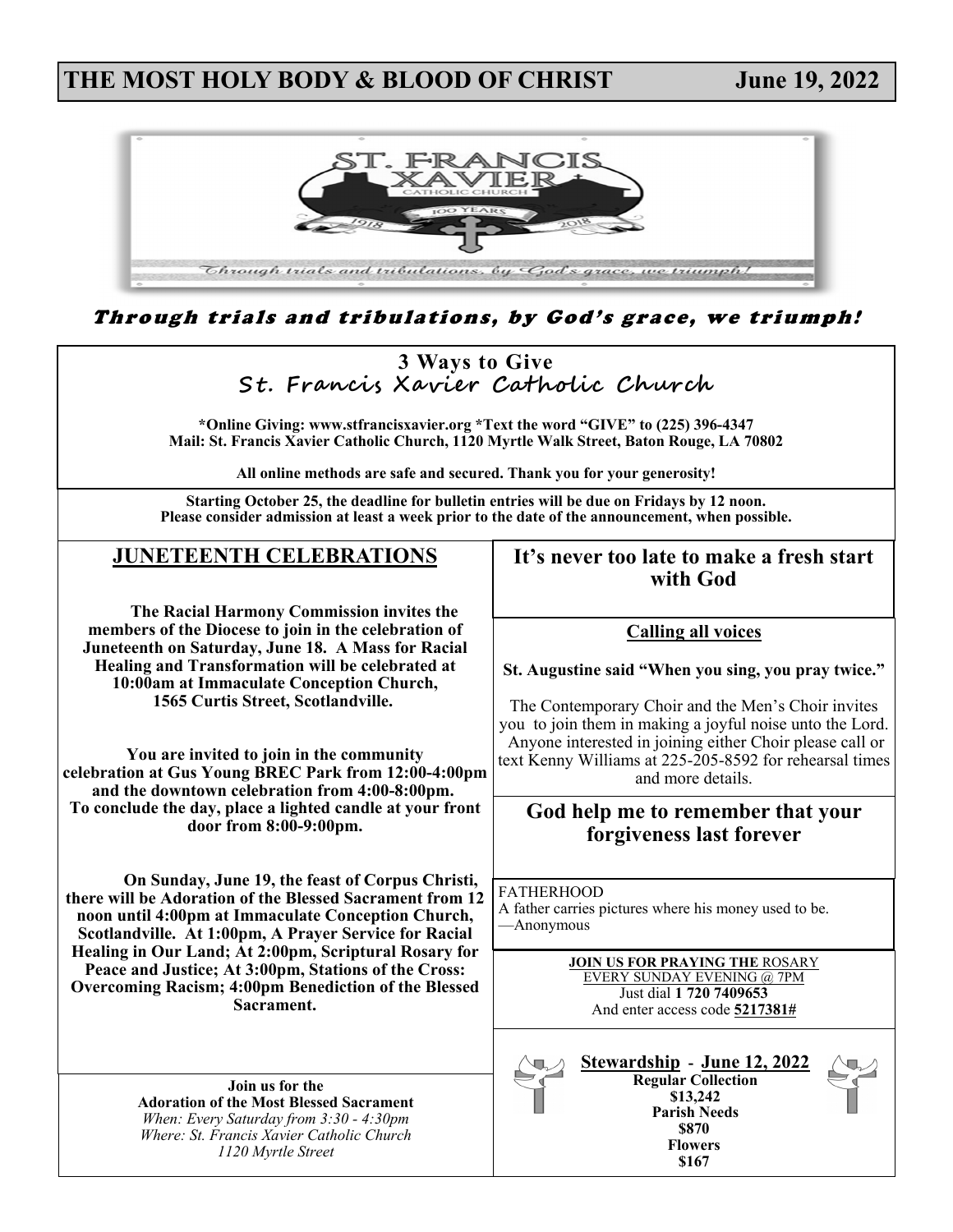# THE MOST HOLY BODY & BLOOD OF CHRIST — June 19, 2022

***Through trials and tribulations, by God's grace, we triumph!***

## 3 Ways to Give
## St. Francis Xavier Catholic Church

**\*Online Giving: www.stfrancisxavier.org \*Text the word "GIVE" to (225) 396-4347**
**Mail: St. Francis Xavier Catholic Church, 1120 Myrtle Walk Street, Baton Rouge, LA 70802**

**All online methods are safe and secured. Thank you for your generosity!**

**Starting October 25, the deadline for bulletin entries will be due on Fridays by 12 noon.**
**Please consider admission at least a week prior to the date of the announcement, when possible.**

## JUNETEENTH CELEBRATIONS

**The Racial Harmony Commission invites the members of the Diocese to join in the celebration of Juneteenth on Saturday, June 18. A Mass for Racial Healing and Transformation will be celebrated at 10:00am at Immaculate Conception Church, 1565 Curtis Street, Scotlandville.**

**You are invited to join in the community celebration at Gus Young BREC Park from 12:00-4:00pm and the downtown celebration from 4:00-8:00pm. To conclude the day, place a lighted candle at your front door from 8:00-9:00pm.**

**On Sunday, June 19, the feast of Corpus Christi, there will be Adoration of the Blessed Sacrament from 12 noon until 4:00pm at Immaculate Conception Church, Scotlandville. At 1:00pm, A Prayer Service for Racial Healing in Our Land; At 2:00pm, Scriptural Rosary for Peace and Justice; At 3:00pm, Stations of the Cross: Overcoming Racism; 4:00pm Benediction of the Blessed Sacrament.**

**Join us for the**
**Adoration of the Most Blessed Sacrament**
*When: Every Saturday from 3:30 - 4:30pm*
*Where: St. Francis Xavier Catholic Church*
*1120 Myrtle Street*

## It's never too late to make a fresh start with God

**Calling all voices**

**St. Augustine said "When you sing, you pray twice."**

The Contemporary Choir and the Men's Choir invites you to join them in making a joyful noise unto the Lord. Anyone interested in joining either Choir please call or text Kenny Williams at 225-205-8592 for rehearsal times and more details.

## God help me to remember that your forgiveness last forever

FATHERHOOD
A father carries pictures where his money used to be.
—Anonymous

**JOIN US FOR PRAYING THE** ROSARY
EVERY SUNDAY EVENING @ 7PM
Just dial **1 720 7409653**
And enter access code **5217381#**

**Stewardship - June 12, 2022**
**Regular Collection**
**$13,242**
**Parish Needs**
**$870**
**Flowers**
**$167**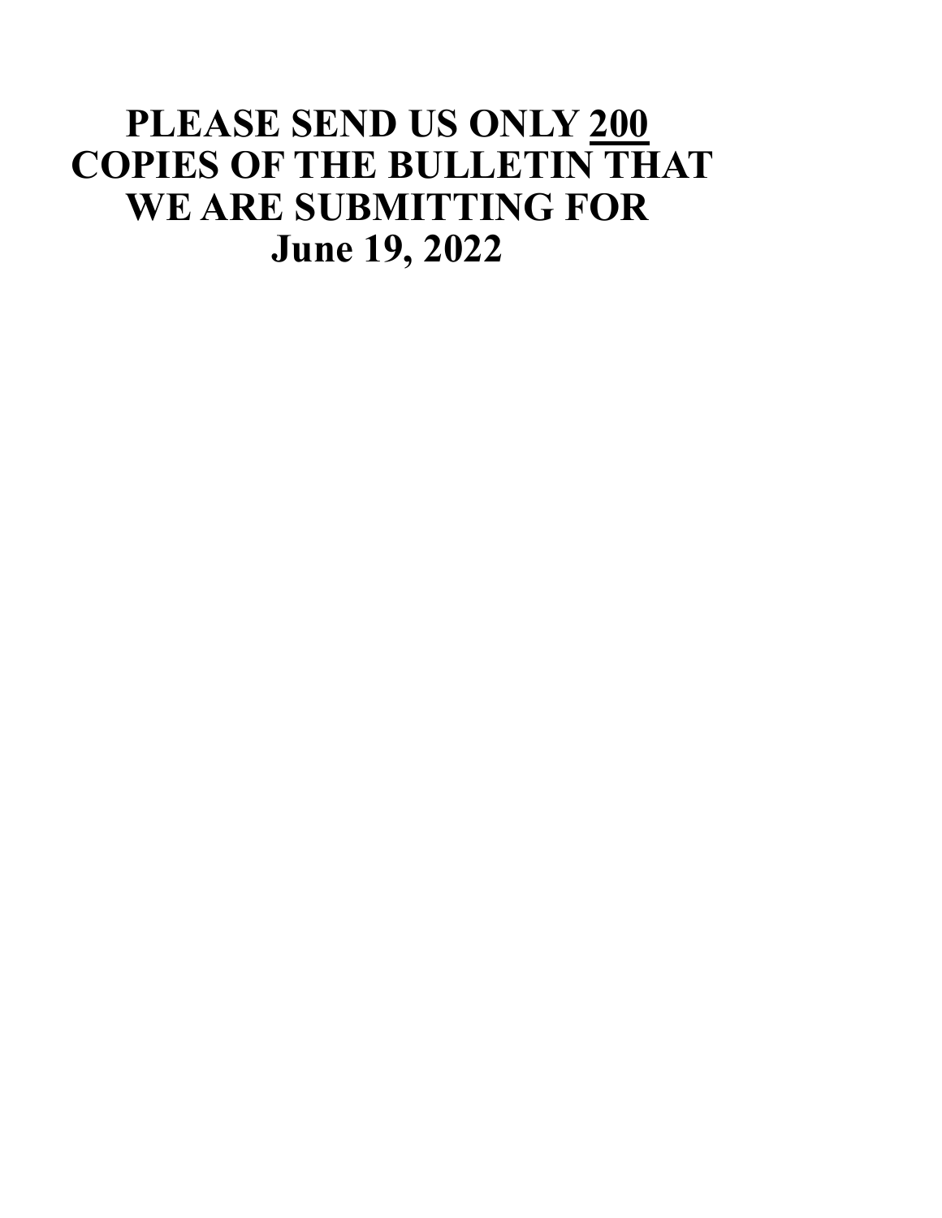**PLEASE SEND US ONLY 200 COPIES OF THE BULLETIN THAT WE ARE SUBMITTING FOR June 19, 2022**